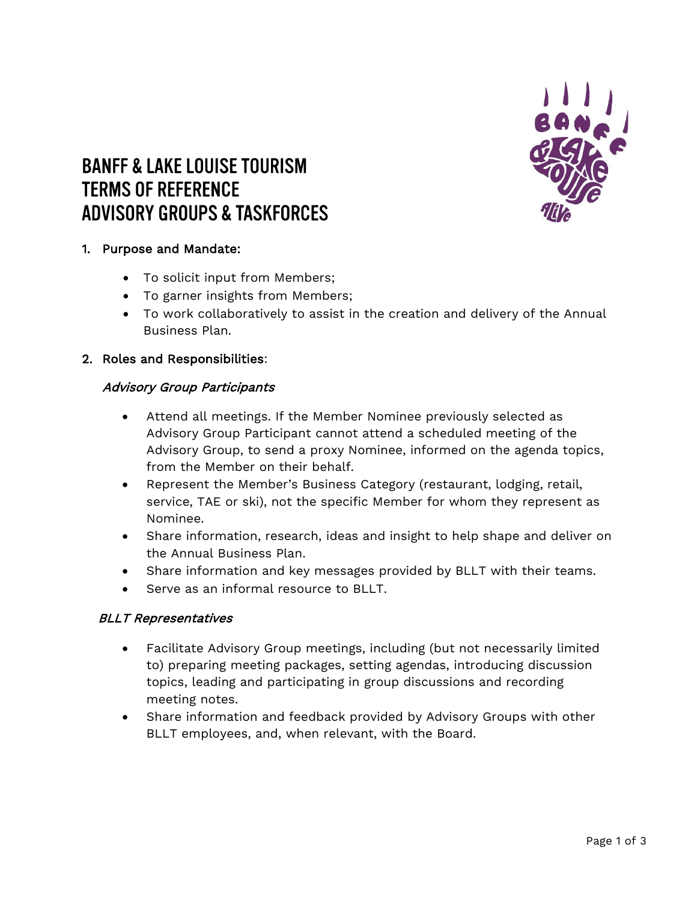# BANFF & LAKE LOUISE TOURISM
# TERMS OF REFERENCE
# ADVISORY GROUPS & TASKFORCES

1. Purpose and Mandate:

   - To solicit input from Members;
   - To garner insights from Members;
   - To work collaboratively to assist in the creation and delivery of the Annual Business Plan.

2. Roles and Responsibilities:

   *Advisory Group Participants*

   - Attend all meetings. If the Member Nominee previously selected as Advisory Group Participant cannot attend a scheduled meeting of the Advisory Group, to send a proxy Nominee, informed on the agenda topics, from the Member on their behalf.
   - Represent the Member's Business Category (restaurant, lodging, retail, service, TAE or ski), not the specific Member for whom they represent as Nominee.
   - Share information, research, ideas and insight to help shape and deliver on the Annual Business Plan.
   - Share information and key messages provided by BLLT with their teams.
   - Serve as an informal resource to BLLT.

   *BLLT Representatives*

   - Facilitate Advisory Group meetings, including (but not necessarily limited to) preparing meeting packages, setting agendas, introducing discussion topics, leading and participating in group discussions and recording meeting notes.
   - Share information and feedback provided by Advisory Groups with other BLLT employees, and, when relevant, with the Board.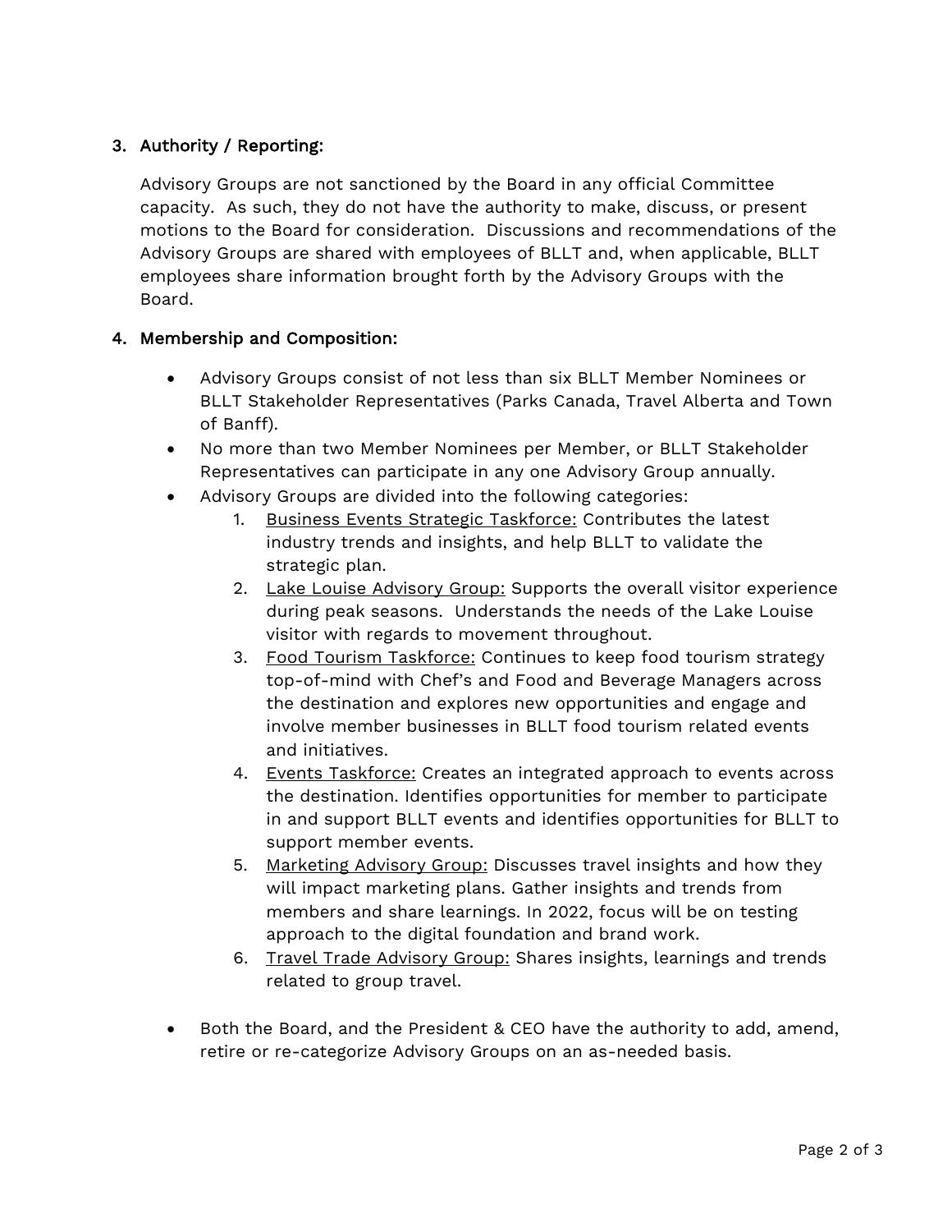## 3. Authority / Reporting:

Advisory Groups are not sanctioned by the Board in any official Committee capacity. As such, they do not have the authority to make, discuss, or present motions to the Board for consideration. Discussions and recommendations of the Advisory Groups are shared with employees of BLLT and, when applicable, BLLT employees share information brought forth by the Advisory Groups with the Board.

## 4. Membership and Composition:

- Advisory Groups consist of not less than six BLLT Member Nominees or BLLT Stakeholder Representatives (Parks Canada, Travel Alberta and Town of Banff).
- No more than two Member Nominees per Member, or BLLT Stakeholder Representatives can participate in any one Advisory Group annually.
- Advisory Groups are divided into the following categories:
    1. <u>Business Events Strategic Taskforce:</u> Contributes the latest industry trends and insights, and help BLLT to validate the strategic plan.
    2. <u>Lake Louise Advisory Group:</u> Supports the overall visitor experience during peak seasons. Understands the needs of the Lake Louise visitor with regards to movement throughout.
    3. <u>Food Tourism Taskforce:</u> Continues to keep food tourism strategy top-of-mind with Chef's and Food and Beverage Managers across the destination and explores new opportunities and engage and involve member businesses in BLLT food tourism related events and initiatives.
    4. <u>Events Taskforce:</u> Creates an integrated approach to events across the destination. Identifies opportunities for member to participate in and support BLLT events and identifies opportunities for BLLT to support member events.
    5. <u>Marketing Advisory Group:</u> Discusses travel insights and how they will impact marketing plans. Gather insights and trends from members and share learnings. In 2022, focus will be on testing approach to the digital foundation and brand work.
    6. <u>Travel Trade Advisory Group:</u> Shares insights, learnings and trends related to group travel.

- Both the Board, and the President & CEO have the authority to add, amend, retire or re-categorize Advisory Groups on an as-needed basis.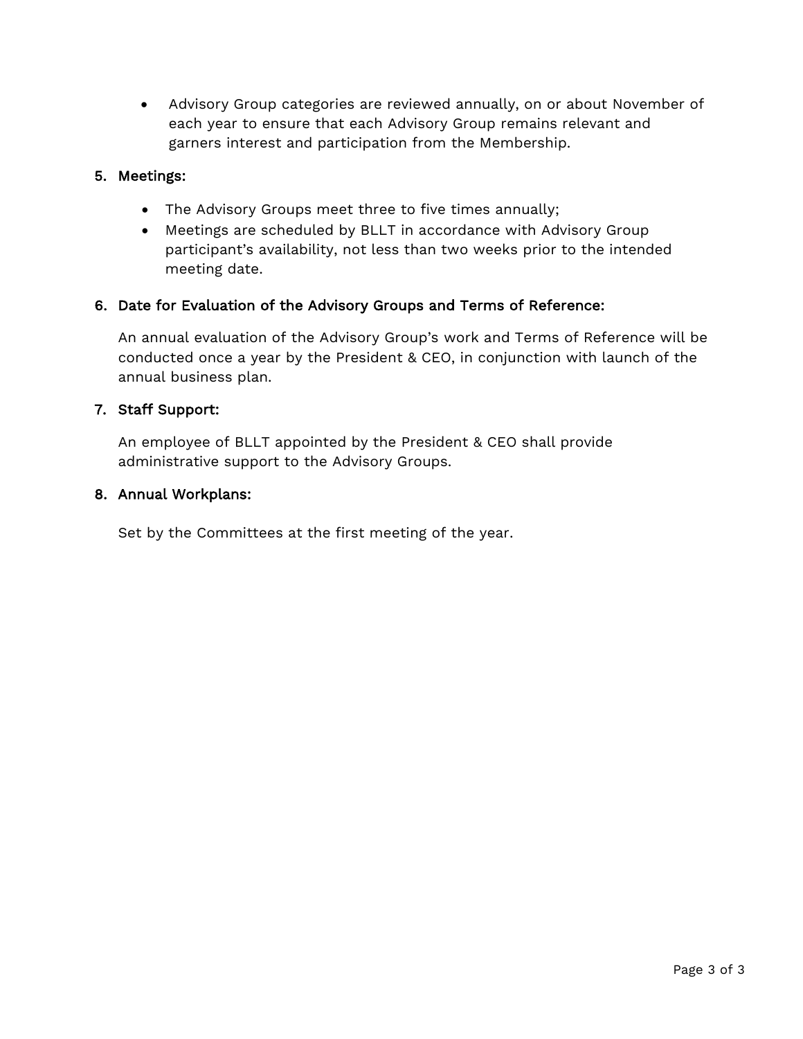- Advisory Group categories are reviewed annually, on or about November of each year to ensure that each Advisory Group remains relevant and garners interest and participation from the Membership.

5. Meetings:

- The Advisory Groups meet three to five times annually;
- Meetings are scheduled by BLLT in accordance with Advisory Group participant's availability, not less than two weeks prior to the intended meeting date.

6. Date for Evaluation of the Advisory Groups and Terms of Reference:

   An annual evaluation of the Advisory Group's work and Terms of Reference will be conducted once a year by the President & CEO, in conjunction with launch of the annual business plan.

7. Staff Support:

   An employee of BLLT appointed by the President & CEO shall provide administrative support to the Advisory Groups.

8. Annual Workplans:

   Set by the Committees at the first meeting of the year.